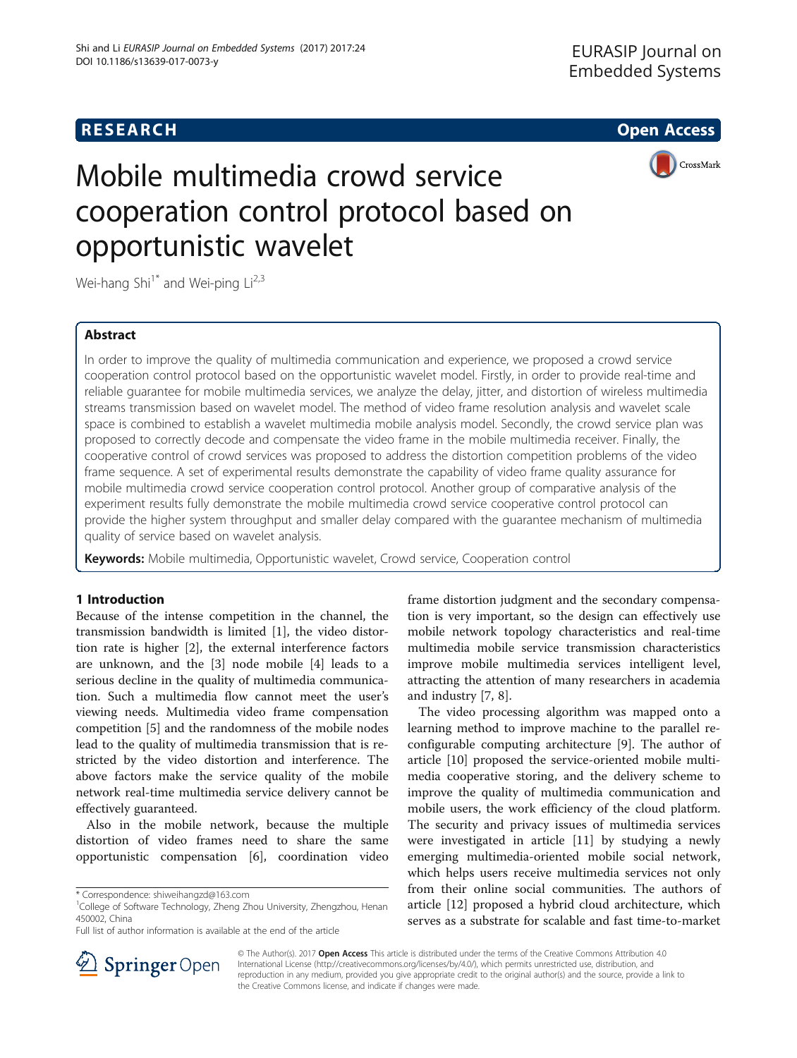# Mobile multimedia crowd service cooperation control protocol based on opportunistic wavelet

Wei-hang Shi[1*] and Wei-ping Li[2,3]

## Abstract

In order to improve the quality of multimedia communication and experience, we proposed a crowd service cooperation control protocol based on the opportunistic wavelet model. Firstly, in order to provide real-time and reliable guarantee for mobile multimedia services, we analyze the delay, jitter, and distortion of wireless multimedia streams transmission based on wavelet model. The method of video frame resolution analysis and wavelet scale space is combined to establish a wavelet multimedia mobile analysis model. Secondly, the crowd service plan was proposed to correctly decode and compensate the video frame in the mobile multimedia receiver. Finally, the cooperative control of crowd services was proposed to address the distortion competition problems of the video frame sequence. A set of experimental results demonstrate the capability of video frame quality assurance for mobile multimedia crowd service cooperation control protocol. Another group of comparative analysis of the experiment results fully demonstrate the mobile multimedia crowd service cooperative control protocol can provide the higher system throughput and smaller delay compared with the guarantee mechanism of multimedia quality of service based on wavelet analysis.

**Keywords:** Mobile multimedia, Opportunistic wavelet, Crowd service, Cooperation control

## 1 Introduction

Because of the intense competition in the channel, the transmission bandwidth is limited [1], the video distortion rate is higher [2], the external interference factors are unknown, and the [3] node mobile [4] leads to a serious decline in the quality of multimedia communication. Such a multimedia flow cannot meet the user's viewing needs. Multimedia video frame compensation competition [5] and the randomness of the mobile nodes lead to the quality of multimedia transmission that is restricted by the video distortion and interference. The above factors make the service quality of the mobile network real-time multimedia service delivery cannot be effectively guaranteed.

Also in the mobile network, because the multiple distortion of video frames need to share the same opportunistic compensation [6], coordination video frame distortion judgment and the secondary compensation is very important, so the design can effectively use mobile network topology characteristics and real-time multimedia mobile service transmission characteristics improve mobile multimedia services intelligent level, attracting the attention of many researchers in academia and industry [7, 8].

The video processing algorithm was mapped onto a learning method to improve machine to the parallel reconfigurable computing architecture [9]. The author of article [10] proposed the service-oriented mobile multimedia cooperative storing, and the delivery scheme to improve the quality of multimedia communication and mobile users, the work efficiency of the cloud platform. The security and privacy issues of multimedia services were investigated in article [11] by studying a newly emerging multimedia-oriented mobile social network, which helps users receive multimedia services not only from their online social communities. The authors of article [12] proposed a hybrid cloud architecture, which serves as a substrate for scalable and fast time-to-market

\* Correspondence: shiweihangzd@163.com
[1] College of Software Technology, Zheng Zhou University, Zhengzhou, Henan 450002, China
Full list of author information is available at the end of the article

© The Author(s). 2017 **Open Access** This article is distributed under the terms of the Creative Commons Attribution 4.0 International License (http://creativecommons.org/licenses/by/4.0/), which permits unrestricted use, distribution, and reproduction in any medium, provided you give appropriate credit to the original author(s) and the source, provide a link to the Creative Commons license, and indicate if changes were made.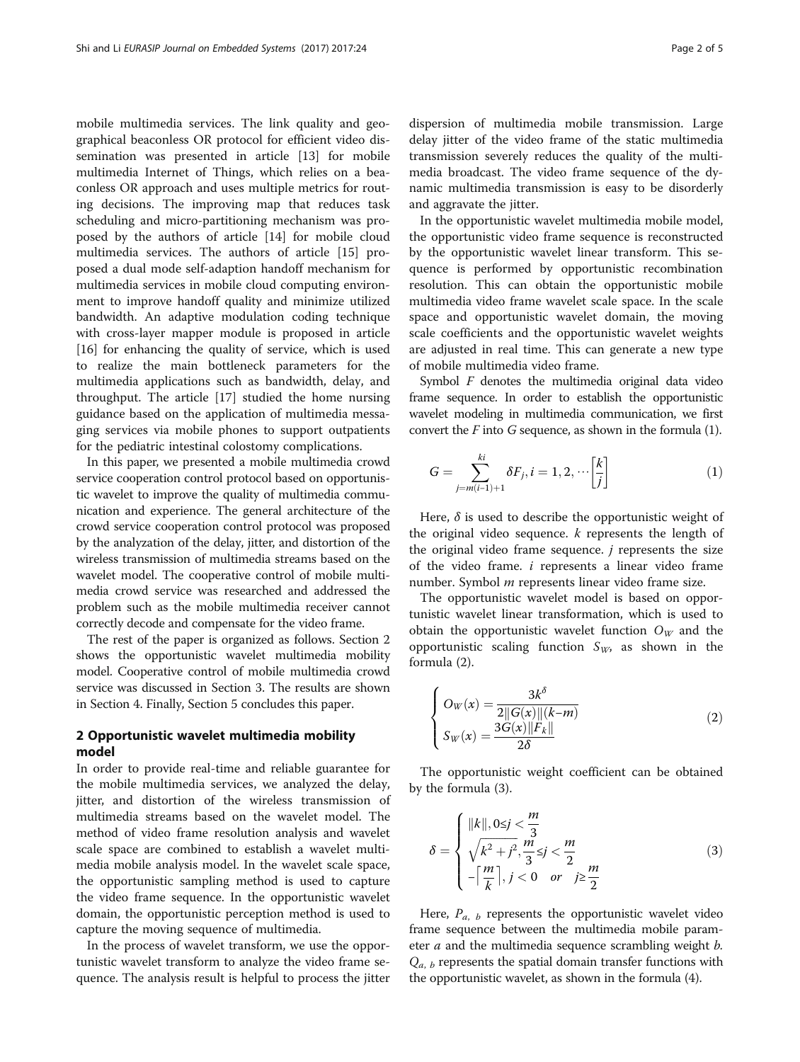mobile multimedia services. The link quality and geographical beaconless OR protocol for efficient video dissemination was presented in article [13] for mobile multimedia Internet of Things, which relies on a beaconless OR approach and uses multiple metrics for routing decisions. The improving map that reduces task scheduling and micro-partitioning mechanism was proposed by the authors of article [14] for mobile cloud multimedia services. The authors of article [15] proposed a dual mode self-adaption handoff mechanism for multimedia services in mobile cloud computing environment to improve handoff quality and minimize utilized bandwidth. An adaptive modulation coding technique with cross-layer mapper module is proposed in article [16] for enhancing the quality of service, which is used to realize the main bottleneck parameters for the multimedia applications such as bandwidth, delay, and throughput. The article [17] studied the home nursing guidance based on the application of multimedia messaging services via mobile phones to support outpatients for the pediatric intestinal colostomy complications.

In this paper, we presented a mobile multimedia crowd service cooperation control protocol based on opportunistic wavelet to improve the quality of multimedia communication and experience. The general architecture of the crowd service cooperation control protocol was proposed by the analyzation of the delay, jitter, and distortion of the wireless transmission of multimedia streams based on the wavelet model. The cooperative control of mobile multimedia crowd service was researched and addressed the problem such as the mobile multimedia receiver cannot correctly decode and compensate for the video frame.

The rest of the paper is organized as follows. Section 2 shows the opportunistic wavelet multimedia mobility model. Cooperative control of mobile multimedia crowd service was discussed in Section 3. The results are shown in Section 4. Finally, Section 5 concludes this paper.

## 2 Opportunistic wavelet multimedia mobility model

In order to provide real-time and reliable guarantee for the mobile multimedia services, we analyzed the delay, jitter, and distortion of the wireless transmission of multimedia streams based on the wavelet model. The method of video frame resolution analysis and wavelet scale space are combined to establish a wavelet multimedia mobile analysis model. In the wavelet scale space, the opportunistic sampling method is used to capture the video frame sequence. In the opportunistic wavelet domain, the opportunistic perception method is used to capture the moving sequence of multimedia.

In the process of wavelet transform, we use the opportunistic wavelet transform to analyze the video frame sequence. The analysis result is helpful to process the jitter dispersion of multimedia mobile transmission. Large delay jitter of the video frame of the static multimedia transmission severely reduces the quality of the multimedia broadcast. The video frame sequence of the dynamic multimedia transmission is easy to be disorderly and aggravate the jitter.

In the opportunistic wavelet multimedia mobile model, the opportunistic video frame sequence is reconstructed by the opportunistic wavelet linear transform. This sequence is performed by opportunistic recombination resolution. This can obtain the opportunistic mobile multimedia video frame wavelet scale space. In the scale space and opportunistic wavelet domain, the moving scale coefficients and the opportunistic wavelet weights are adjusted in real time. This can generate a new type of mobile multimedia video frame.

Symbol $F$ denotes the multimedia original data video frame sequence. In order to establish the opportunistic wavelet modeling in multimedia communication, we first convert the $F$ into $G$ sequence, as shown in the formula (1).

$$G = \sum_{j=m(i-1)+1}^{ki} \delta F_j, i = 1, 2, \cdots \left[\frac{k}{j}\right] \tag{1}$$

Here, $\delta$ is used to describe the opportunistic weight of the original video sequence. $k$ represents the length of the original video frame sequence. $j$ represents the size of the video frame. $i$ represents a linear video frame number. Symbol $m$ represents linear video frame size.

The opportunistic wavelet model is based on opportunistic wavelet linear transformation, which is used to obtain the opportunistic wavelet function $O_W$ and the opportunistic scaling function $S_W$, as shown in the formula (2).

$$\begin{cases} O_W(x) = \dfrac{3k^{\delta}}{2\|G(x)\|(k-m)} \\ S_W(x) = \dfrac{3G(x)\|F_k\|}{2\delta} \end{cases} \tag{2}$$

The opportunistic weight coefficient can be obtained by the formula (3).

$$\delta = \begin{cases} \|k\|, 0 \leq j < \dfrac{m}{3} \\ \sqrt{k^2 + j^2}, \dfrac{m}{3} \leq j < \dfrac{m}{2} \\ -\left\lceil \dfrac{m}{k} \right\rceil, j < 0 \quad or \quad j \geq \dfrac{m}{2} \end{cases} \tag{3}$$

Here, $P_{a,\ b}$ represents the opportunistic wavelet video frame sequence between the multimedia mobile parameter $a$ and the multimedia sequence scrambling weight $b$. $Q_{a,\ b}$ represents the spatial domain transfer functions with the opportunistic wavelet, as shown in the formula (4).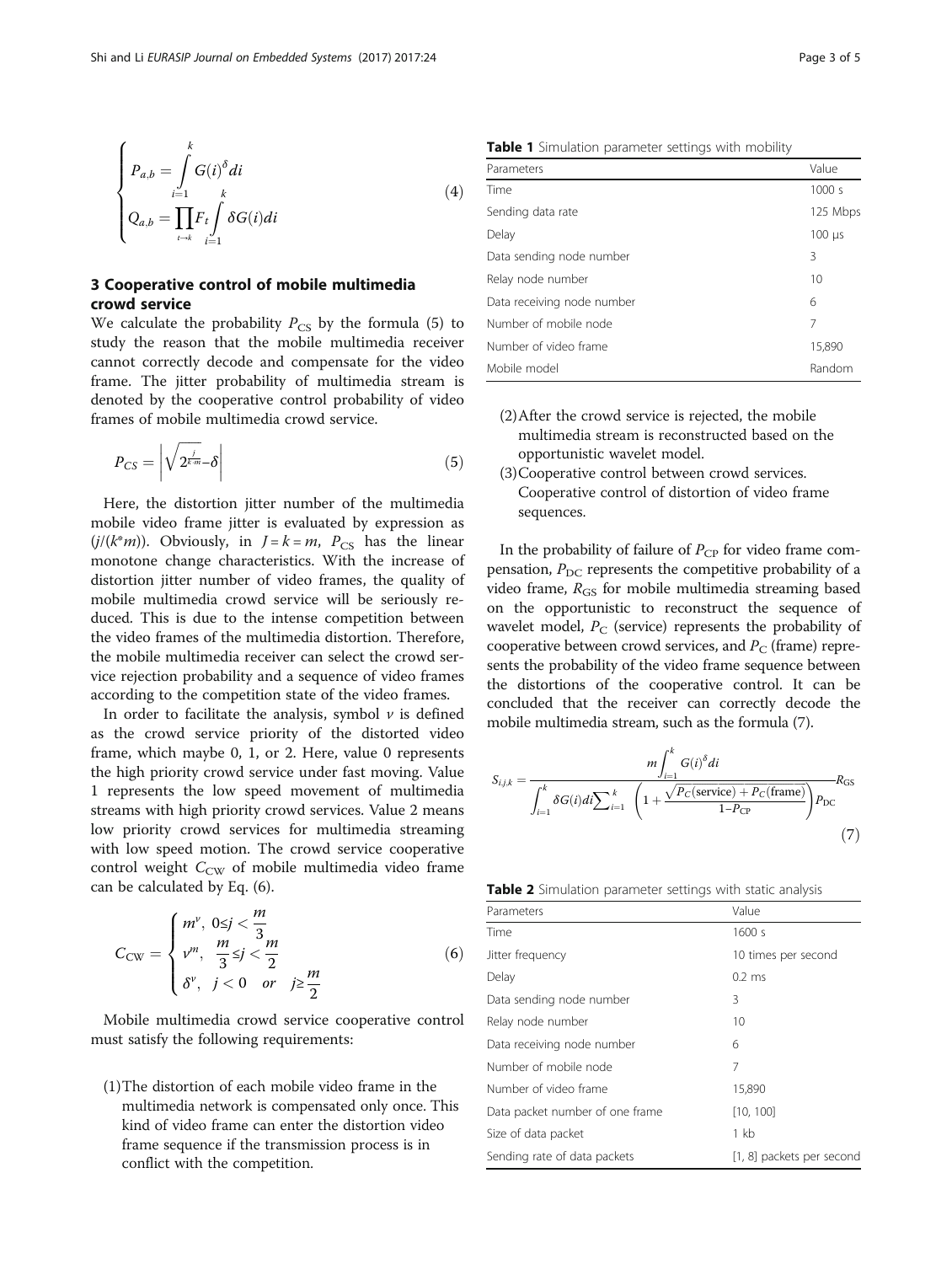$$
\begin{cases}
P_{a,b} = \int\limits_{i=1}^{k} G(i)^{\delta} di \\
Q_{a,b} = \prod\limits_{t \to k} F_t \int\limits_{i=1}^{k} \delta G(i) di
\end{cases}
\tag{4}
$$

## 3 Cooperative control of mobile multimedia crowd service

We calculate the probability $P_{CS}$ by the formula (5) to study the reason that the mobile multimedia receiver cannot correctly decode and compensate for the video frame. The jitter probability of multimedia stream is denoted by the cooperative control probability of video frames of mobile multimedia crowd service.

$$
P_{CS} = \left| \sqrt{2^{\frac{j}{k \cdot m}}} - \delta \right| \tag{5}
$$

Here, the distortion jitter number of the multimedia mobile video frame jitter is evaluated by expression as $(j/(k^*m))$. Obviously, in $J = k = m$, $P_{CS}$ has the linear monotone change characteristics. With the increase of distortion jitter number of video frames, the quality of mobile multimedia crowd service will be seriously reduced. This is due to the intense competition between the video frames of the multimedia distortion. Therefore, the mobile multimedia receiver can select the crowd service rejection probability and a sequence of video frames according to the competition state of the video frames.

In order to facilitate the analysis, symbol $\nu$ is defined as the crowd service priority of the distorted video frame, which maybe 0, 1, or 2. Here, value 0 represents the high priority crowd service under fast moving. Value 1 represents the low speed movement of multimedia streams with high priority crowd services. Value 2 means low priority crowd services for multimedia streaming with low speed motion. The crowd service cooperative control weight $C_{CW}$ of mobile multimedia video frame can be calculated by Eq. (6).

$$
C_{CW} = \begin{cases}
m^{\nu}, & 0 \le j < \dfrac{m}{3} \\
\nu^{m}, & \dfrac{m}{3} \le j < \dfrac{m}{2} \\
\delta^{\nu}, & j < 0 \quad or \quad j \ge \dfrac{m}{2}
\end{cases}
\tag{6}
$$

Mobile multimedia crowd service cooperative control must satisfy the following requirements:

(1) The distortion of each mobile video frame in the multimedia network is compensated only once. This kind of video frame can enter the distortion video frame sequence if the transmission process is in conflict with the competition.

(2) After the crowd service is rejected, the mobile multimedia stream is reconstructed based on the opportunistic wavelet model.

(3) Cooperative control between crowd services. Cooperative control of distortion of video frame sequences.

In the probability of failure of $P_{CP}$ for video frame compensation, $P_{DC}$ represents the competitive probability of a video frame, $R_{GS}$ for mobile multimedia streaming based on the opportunistic to reconstruct the sequence of wavelet model, $P_C$ (service) represents the probability of cooperative between crowd services, and $P_C$ (frame) represents the probability of the video frame sequence between the distortions of the cooperative control. It can be concluded that the receiver can correctly decode the mobile multimedia stream, such as the formula (7).

$$
S_{i,j,k} = \frac{m \int_{i=1}^{k} G(i)^{\delta} di}{\int_{i=1}^{k} \delta G(i) di \sum_{i=1}^{k} \left( 1 + \dfrac{\sqrt{P_C(\text{service}) + P_C(\text{frame})}}{1 - P_{CP}} \right) P_{DC}} R_{GS} \tag{7}
$$

**Table 1** Simulation parameter settings with mobility

| Parameters | Value |
|---|---|
| Time | 1000 s |
| Sending data rate | 125 Mbps |
| Delay | 100 μs |
| Data sending node number | 3 |
| Relay node number | 10 |
| Data receiving node number | 6 |
| Number of mobile node | 7 |
| Number of video frame | 15,890 |
| Mobile model | Random |

**Table 2** Simulation parameter settings with static analysis

| Parameters | Value |
|---|---|
| Time | 1600 s |
| Jitter frequency | 10 times per second |
| Delay | 0.2 ms |
| Data sending node number | 3 |
| Relay node number | 10 |
| Data receiving node number | 6 |
| Number of mobile node | 7 |
| Number of video frame | 15,890 |
| Data packet number of one frame | [10, 100] |
| Size of data packet | 1 kb |
| Sending rate of data packets | [1, 8] packets per second |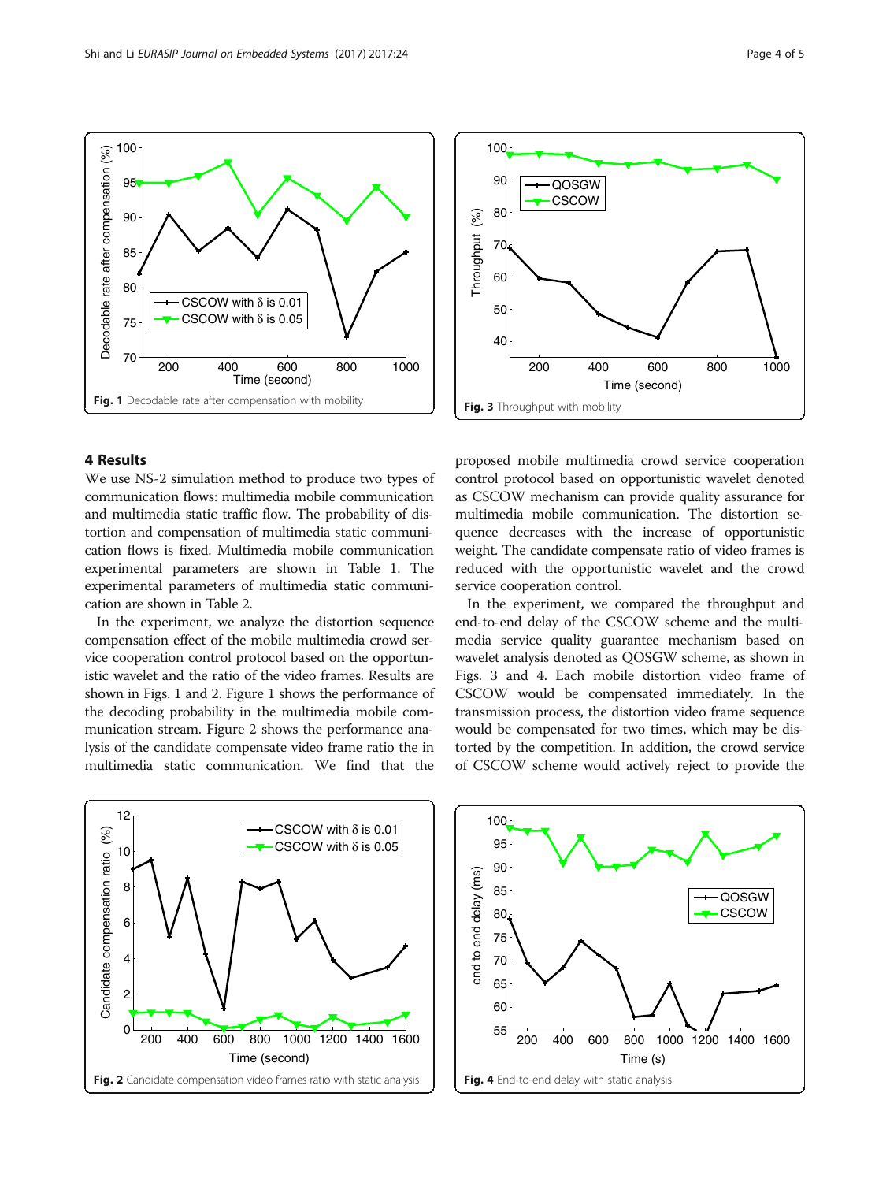Fig. 1 Decodable rate after compensation with mobility

Fig. 3 Throughput with mobility

## 4 Results

We use NS-2 simulation method to produce two types of communication flows: multimedia mobile communication and multimedia static traffic flow. The probability of distortion and compensation of multimedia static communication flows is fixed. Multimedia mobile communication experimental parameters are shown in Table 1. The experimental parameters of multimedia static communication are shown in Table 2.

In the experiment, we analyze the distortion sequence compensation effect of the mobile multimedia crowd service cooperation control protocol based on the opportunistic wavelet and the ratio of the video frames. Results are shown in Figs. 1 and 2. Figure 1 shows the performance of the decoding probability in the multimedia mobile communication stream. Figure 2 shows the performance analysis of the candidate compensate video frame ratio the in multimedia static communication. We find that the proposed mobile multimedia crowd service cooperation control protocol based on opportunistic wavelet denoted as CSCOW mechanism can provide quality assurance for multimedia mobile communication. The distortion sequence decreases with the increase of opportunistic weight. The candidate compensate ratio of video frames is reduced with the opportunistic wavelet and the crowd service cooperation control.

In the experiment, we compared the throughput and end-to-end delay of the CSCOW scheme and the multimedia service quality guarantee mechanism based on wavelet analysis denoted as QOSGW scheme, as shown in Figs. 3 and 4. Each mobile distortion video frame of CSCOW would be compensated immediately. In the transmission process, the distortion video frame sequence would be compensated for two times, which may be distorted by the competition. In addition, the crowd service of CSCOW scheme would actively reject to provide the

Fig. 2 Candidate compensation video frames ratio with static analysis

Fig. 4 End-to-end delay with static analysis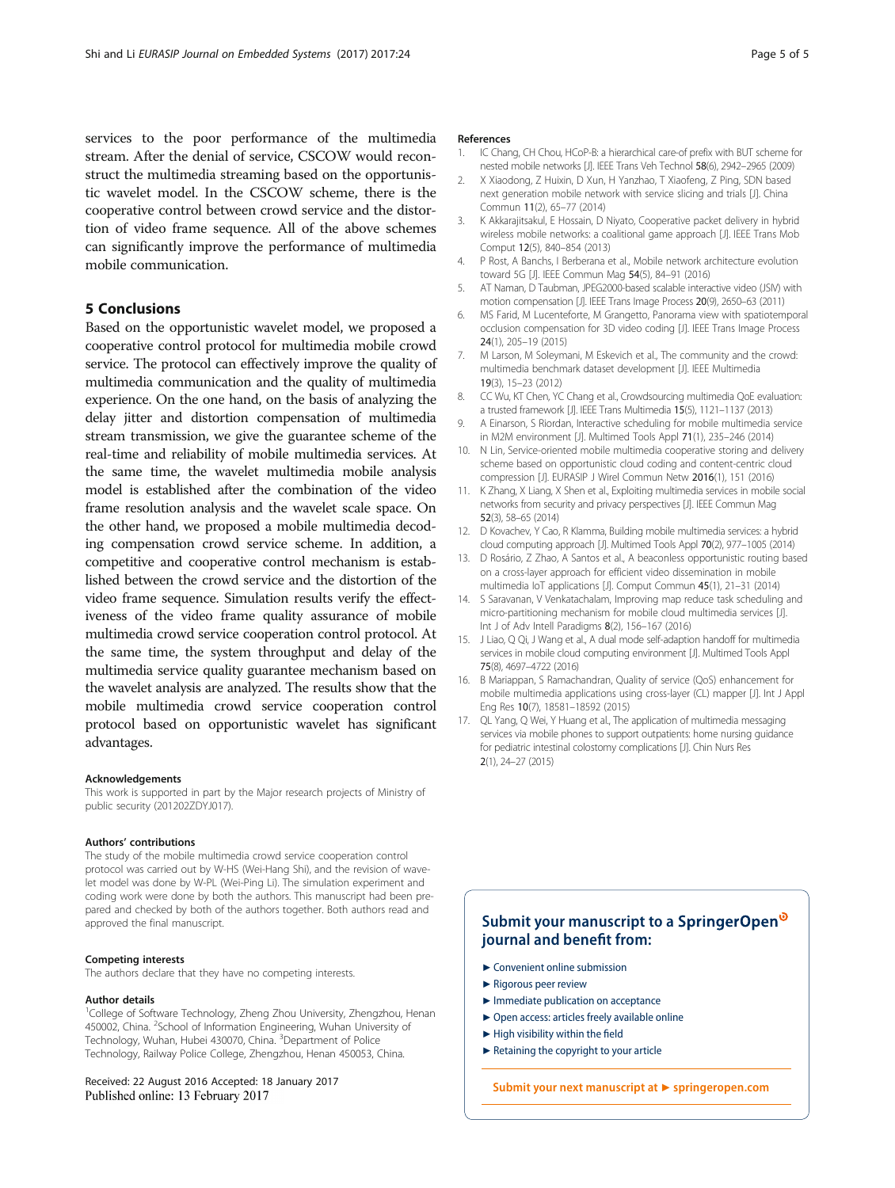services to the poor performance of the multimedia stream. After the denial of service, CSCOW would reconstruct the multimedia streaming based on the opportunistic wavelet model. In the CSCOW scheme, there is the cooperative control between crowd service and the distortion of video frame sequence. All of the above schemes can significantly improve the performance of multimedia mobile communication.

## 5 Conclusions

Based on the opportunistic wavelet model, we proposed a cooperative control protocol for multimedia mobile crowd service. The protocol can effectively improve the quality of multimedia communication and the quality of multimedia experience. On the one hand, on the basis of analyzing the delay jitter and distortion compensation of multimedia stream transmission, we give the guarantee scheme of the real-time and reliability of mobile multimedia services. At the same time, the wavelet multimedia mobile analysis model is established after the combination of the video frame resolution analysis and the wavelet scale space. On the other hand, we proposed a mobile multimedia decoding compensation crowd service scheme. In addition, a competitive and cooperative control mechanism is established between the crowd service and the distortion of the video frame sequence. Simulation results verify the effectiveness of the video frame quality assurance of mobile multimedia crowd service cooperation control protocol. At the same time, the system throughput and delay of the multimedia service quality guarantee mechanism based on the wavelet analysis are analyzed. The results show that the mobile multimedia crowd service cooperation control protocol based on opportunistic wavelet has significant advantages.

#### Acknowledgements

This work is supported in part by the Major research projects of Ministry of public security (201202ZDYJ017).

#### Authors' contributions

The study of the mobile multimedia crowd service cooperation control protocol was carried out by W-HS (Wei-Hang Shi), and the revision of wavelet model was done by W-PL (Wei-Ping Li). The simulation experiment and coding work were done by both the authors. This manuscript had been prepared and checked by both of the authors together. Both authors read and approved the final manuscript.

#### Competing interests

The authors declare that they have no competing interests.

#### Author details

[1]College of Software Technology, Zheng Zhou University, Zhengzhou, Henan 450002, China. [2]School of Information Engineering, Wuhan University of Technology, Wuhan, Hubei 430070, China. [3]Department of Police Technology, Railway Police College, Zhengzhou, Henan 450053, China.

Received: 22 August 2016 Accepted: 18 January 2017
Published online: 13 February 2017

#### References

1. IC Chang, CH Chou, HCoP-B: a hierarchical care-of prefix with BUT scheme for nested mobile networks [J]. IEEE Trans Veh Technol **58**(6), 2942–2965 (2009)
2. X Xiaodong, Z Huixin, D Xun, H Yanzhao, T Xiaofeng, Z Ping, SDN based next generation mobile network with service slicing and trials [J]. China Commun **11**(2), 65–77 (2014)
3. K Akkarajitsakul, E Hossain, D Niyato, Cooperative packet delivery in hybrid wireless mobile networks: a coalitional game approach [J]. IEEE Trans Mob Comput **12**(5), 840–854 (2013)
4. P Rost, A Banchs, I Berberana et al., Mobile network architecture evolution toward 5G [J]. IEEE Commun Mag **54**(5), 84–91 (2016)
5. AT Naman, D Taubman, JPEG2000-based scalable interactive video (JSIV) with motion compensation [J]. IEEE Trans Image Process **20**(9), 2650–63 (2011)
6. MS Farid, M Lucenteforte, M Grangetto, Panorama view with spatiotemporal occlusion compensation for 3D video coding [J]. IEEE Trans Image Process **24**(1), 205–19 (2015)
7. M Larson, M Soleymani, M Eskevich et al., The community and the crowd: multimedia benchmark dataset development [J]. IEEE Multimedia **19**(3), 15–23 (2012)
8. CC Wu, KT Chen, YC Chang et al., Crowdsourcing multimedia QoE evaluation: a trusted framework [J]. IEEE Trans Multimedia **15**(5), 1121–1137 (2013)
9. A Einarson, S Riordan, Interactive scheduling for mobile multimedia service in M2M environment [J]. Multimed Tools Appl **71**(1), 235–246 (2014)
10. N Lin, Service-oriented mobile multimedia cooperative storing and delivery scheme based on opportunistic cloud coding and content-centric cloud compression [J]. EURASIP J Wirel Commun Netw **2016**(1), 151 (2016)
11. K Zhang, X Liang, X Shen et al., Exploiting multimedia services in mobile social networks from security and privacy perspectives [J]. IEEE Commun Mag **52**(3), 58–65 (2014)
12. D Kovachev, Y Cao, R Klamma, Building mobile multimedia services: a hybrid cloud computing approach [J]. Multimed Tools Appl **70**(2), 977–1005 (2014)
13. D Rosário, Z Zhao, A Santos et al., A beaconless opportunistic routing based on a cross-layer approach for efficient video dissemination in mobile multimedia IoT applications [J]. Comput Commun **45**(1), 21–31 (2014)
14. S Saravanan, V Venkatachalam, Improving map reduce task scheduling and micro-partitioning mechanism for mobile cloud multimedia services [J]. Int J of Adv Intell Paradigms **8**(2), 156–167 (2016)
15. J Liao, Q Qi, J Wang et al., A dual mode self-adaption handoff for multimedia services in mobile cloud computing environment [J]. Multimed Tools Appl **75**(8), 4697–4722 (2016)
16. B Mariappan, S Ramachandran, Quality of service (QoS) enhancement for mobile multimedia applications using cross-layer (CL) mapper [J]. Int J Appl Eng Res **10**(7), 18581–18592 (2015)
17. QL Yang, Q Wei, Y Huang et al., The application of multimedia messaging services via mobile phones to support outpatients: home nursing guidance for pediatric intestinal colostomy complications [J]. Chin Nurs Res **2**(1), 24–27 (2015)

**Submit your manuscript to a SpringerOpen journal and benefit from:**

- ► Convenient online submission
- ► Rigorous peer review
- ► Immediate publication on acceptance
- ► Open access: articles freely available online
- ► High visibility within the field
- ► Retaining the copyright to your article

**Submit your next manuscript at ► springeropen.com**